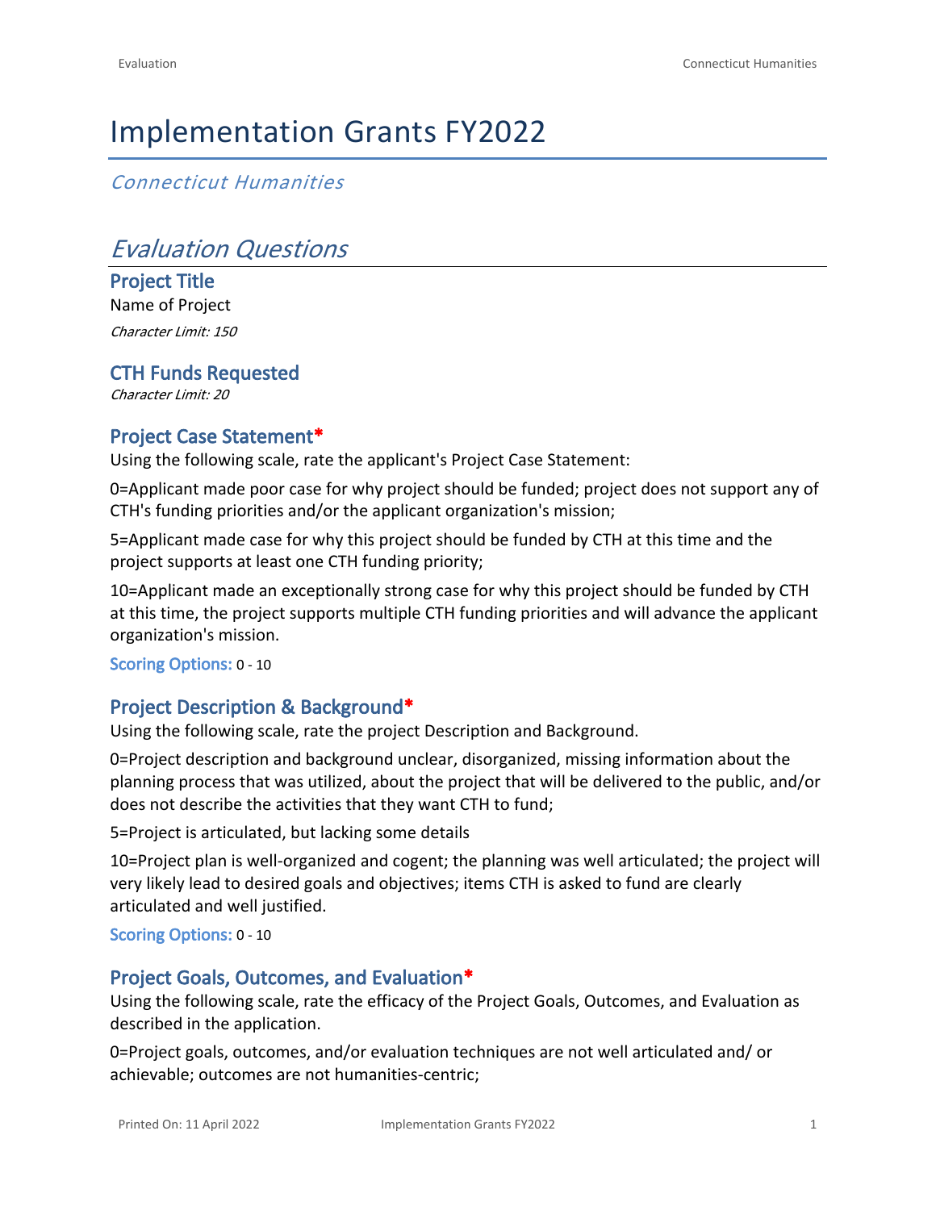# Implementation Grants FY2022

*Connecticut Humanities*

## *Evaluation Questions*

### Project Title

Name of Project

*Character Limit: 150*

### CTH Funds Requested

*Character Limit: 20*

### Project Case Statement*

Using the following scale, rate the applicant's Project Case Statement:

0=Applicant made poor case for why project should be funded; project does not support any of CTH's funding priorities and/or the applicant organization's mission;

5=Applicant made case for why this project should be funded by CTH at this time and the project supports at least one CTH funding priority;

10=Applicant made an exceptionally strong case for why this project should be funded by CTH at this time, the project supports multiple CTH funding priorities and will advance the applicant organization's mission.

**Scoring Options:** 0 - 10

### Project Description & Background*

Using the following scale, rate the project Description and Background.

0=Project description and background unclear, disorganized, missing information about the planning process that was utilized, about the project that will be delivered to the public, and/or does not describe the activities that they want CTH to fund;

5=Project is articulated, but lacking some details

10=Project plan is well-organized and cogent; the planning was well articulated; the project will very likely lead to desired goals and objectives; items CTH is asked to fund are clearly articulated and well justified.

**Scoring Options:** 0 - 10

### Project Goals, Outcomes, and Evaluation*

Using the following scale, rate the efficacy of the Project Goals, Outcomes, and Evaluation as described in the application.

0=Project goals, outcomes, and/or evaluation techniques are not well articulated and/ or achievable; outcomes are not humanities-centric;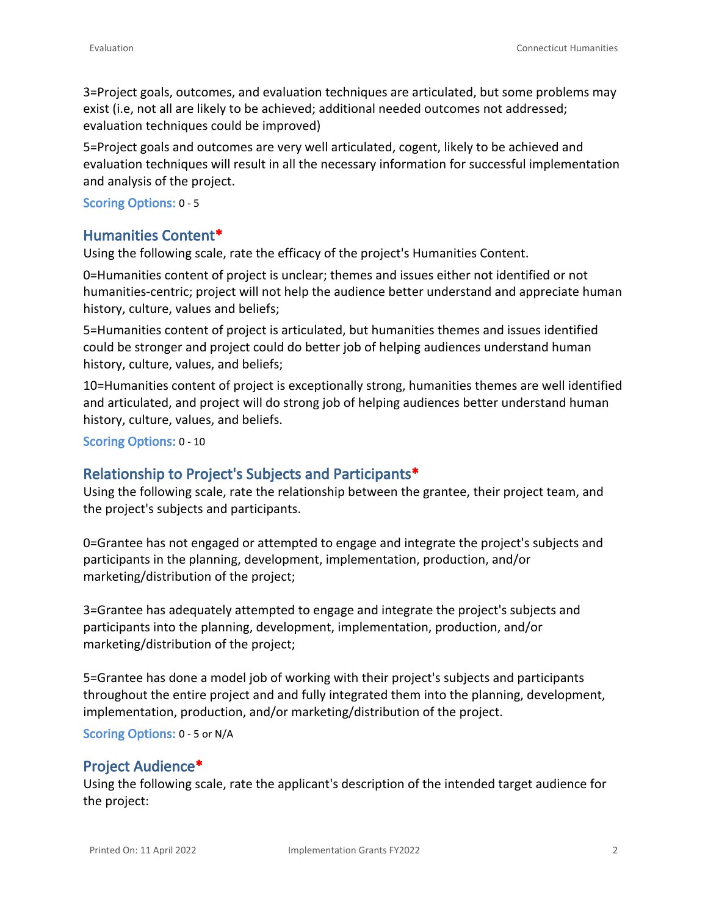3=Project goals, outcomes, and evaluation techniques are articulated, but some problems may exist (i.e, not all are likely to be achieved; additional needed outcomes not addressed; evaluation techniques could be improved)

5=Project goals and outcomes are very well articulated, cogent, likely to be achieved and evaluation techniques will result in all the necessary information for successful implementation and analysis of the project.

**Scoring Options:** 0 - 5

## Humanities Content*

Using the following scale, rate the efficacy of the project's Humanities Content.

0=Humanities content of project is unclear; themes and issues either not identified or not humanities-centric; project will not help the audience better understand and appreciate human history, culture, values and beliefs;

5=Humanities content of project is articulated, but humanities themes and issues identified could be stronger and project could do better job of helping audiences understand human history, culture, values, and beliefs;

10=Humanities content of project is exceptionally strong, humanities themes are well identified and articulated, and project will do strong job of helping audiences better understand human history, culture, values, and beliefs.

**Scoring Options:** 0 - 10

## Relationship to Project's Subjects and Participants*

Using the following scale, rate the relationship between the grantee, their project team, and the project's subjects and participants.

0=Grantee has not engaged or attempted to engage and integrate the project's subjects and participants in the planning, development, implementation, production, and/or marketing/distribution of the project;

3=Grantee has adequately attempted to engage and integrate the project's subjects and participants into the planning, development, implementation, production, and/or marketing/distribution of the project;

5=Grantee has done a model job of working with their project's subjects and participants throughout the entire project and and fully integrated them into the planning, development, implementation, production, and/or marketing/distribution of the project.

**Scoring Options:** 0 - 5 or N/A

## Project Audience*

Using the following scale, rate the applicant's description of the intended target audience for the project: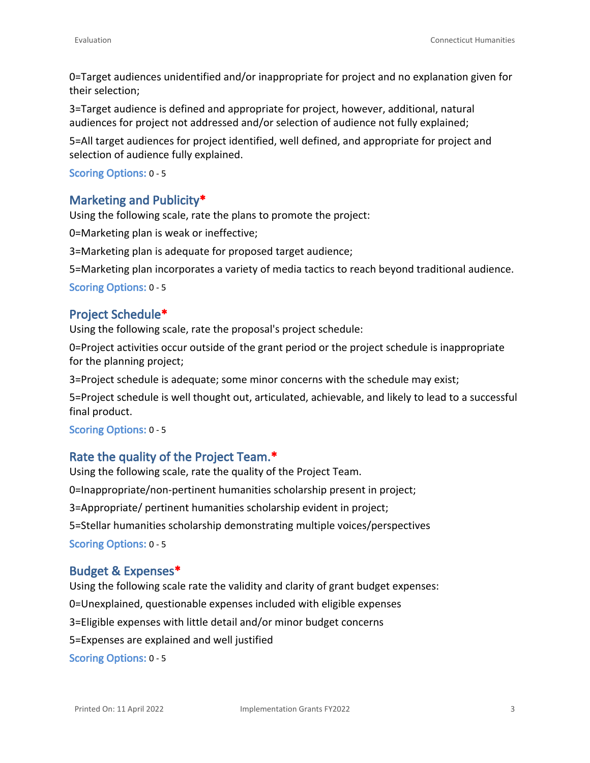0=Target audiences unidentified and/or inappropriate for project and no explanation given for their selection;

3=Target audience is defined and appropriate for project, however, additional, natural audiences for project not addressed and/or selection of audience not fully explained;

5=All target audiences for project identified, well defined, and appropriate for project and selection of audience fully explained.

**Scoring Options:** 0 - 5

### Marketing and Publicity*

Using the following scale, rate the plans to promote the project:

0=Marketing plan is weak or ineffective;

3=Marketing plan is adequate for proposed target audience;

5=Marketing plan incorporates a variety of media tactics to reach beyond traditional audience.

**Scoring Options:** 0 - 5

### Project Schedule*

Using the following scale, rate the proposal's project schedule:

0=Project activities occur outside of the grant period or the project schedule is inappropriate for the planning project;

3=Project schedule is adequate; some minor concerns with the schedule may exist;

5=Project schedule is well thought out, articulated, achievable, and likely to lead to a successful final product.

**Scoring Options:** 0 - 5

### Rate the quality of the Project Team.*

Using the following scale, rate the quality of the Project Team.

0=Inappropriate/non-pertinent humanities scholarship present in project;

3=Appropriate/ pertinent humanities scholarship evident in project;

5=Stellar humanities scholarship demonstrating multiple voices/perspectives

**Scoring Options:** 0 - 5

### Budget & Expenses*

Using the following scale rate the validity and clarity of grant budget expenses:

0=Unexplained, questionable expenses included with eligible expenses

3=Eligible expenses with little detail and/or minor budget concerns

5=Expenses are explained and well justified

**Scoring Options:** 0 - 5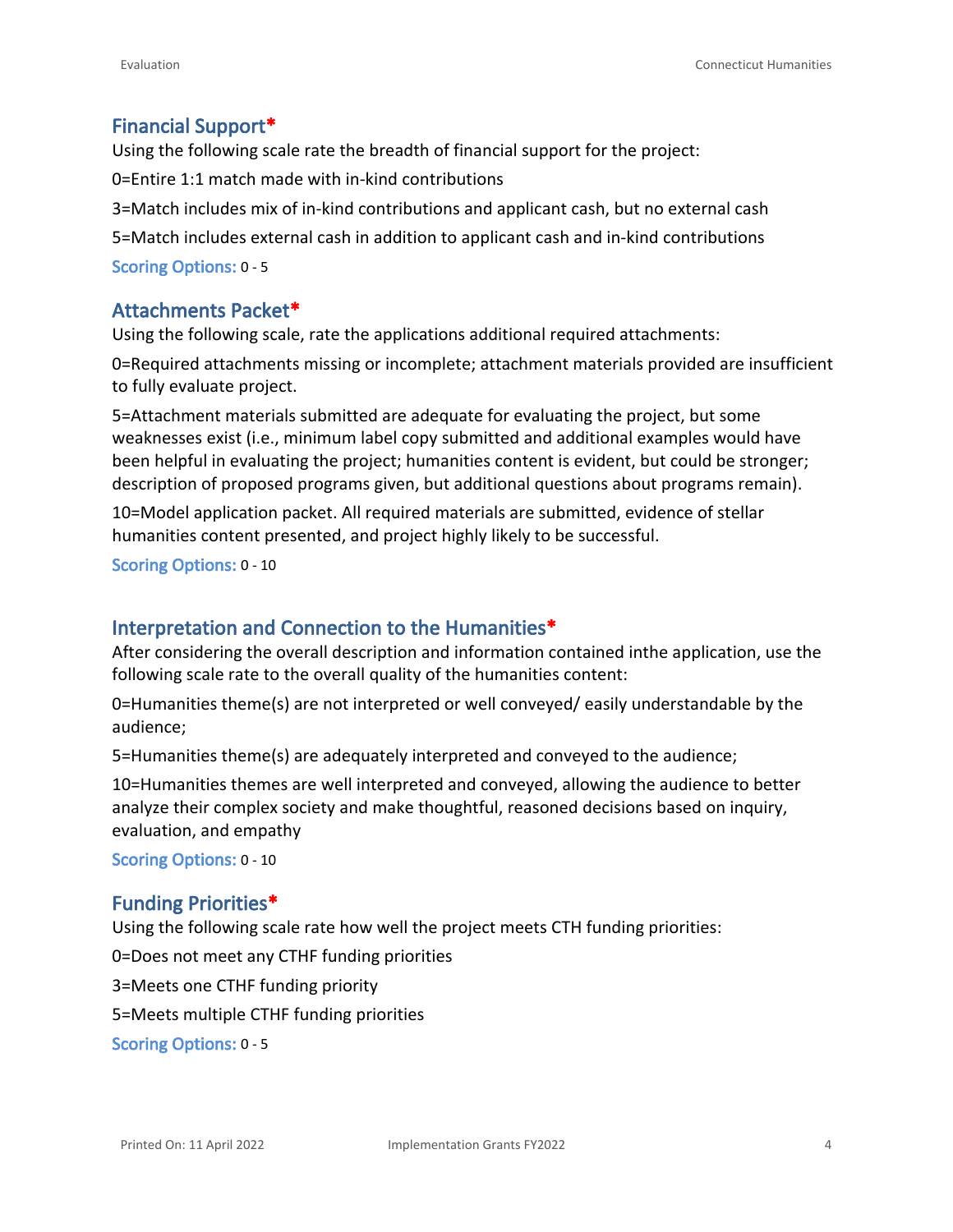## Financial Support*

Using the following scale rate the breadth of financial support for the project:

0=Entire 1:1 match made with in-kind contributions

3=Match includes mix of in-kind contributions and applicant cash, but no external cash

5=Match includes external cash in addition to applicant cash and in-kind contributions

**Scoring Options:** 0 - 5

## Attachments Packet*

Using the following scale, rate the applications additional required attachments:

0=Required attachments missing or incomplete; attachment materials provided are insufficient to fully evaluate project.

5=Attachment materials submitted are adequate for evaluating the project, but some weaknesses exist (i.e., minimum label copy submitted and additional examples would have been helpful in evaluating the project; humanities content is evident, but could be stronger; description of proposed programs given, but additional questions about programs remain).

10=Model application packet. All required materials are submitted, evidence of stellar humanities content presented, and project highly likely to be successful.

**Scoring Options:** 0 - 10

## Interpretation and Connection to the Humanities*

After considering the overall description and information contained inthe application, use the following scale rate to the overall quality of the humanities content:

0=Humanities theme(s) are not interpreted or well conveyed/ easily understandable by the audience;

5=Humanities theme(s) are adequately interpreted and conveyed to the audience;

10=Humanities themes are well interpreted and conveyed, allowing the audience to better analyze their complex society and make thoughtful, reasoned decisions based on inquiry, evaluation, and empathy

**Scoring Options:** 0 - 10

## Funding Priorities*

Using the following scale rate how well the project meets CTH funding priorities:

0=Does not meet any CTHF funding priorities

3=Meets one CTHF funding priority

5=Meets multiple CTHF funding priorities

**Scoring Options:** 0 - 5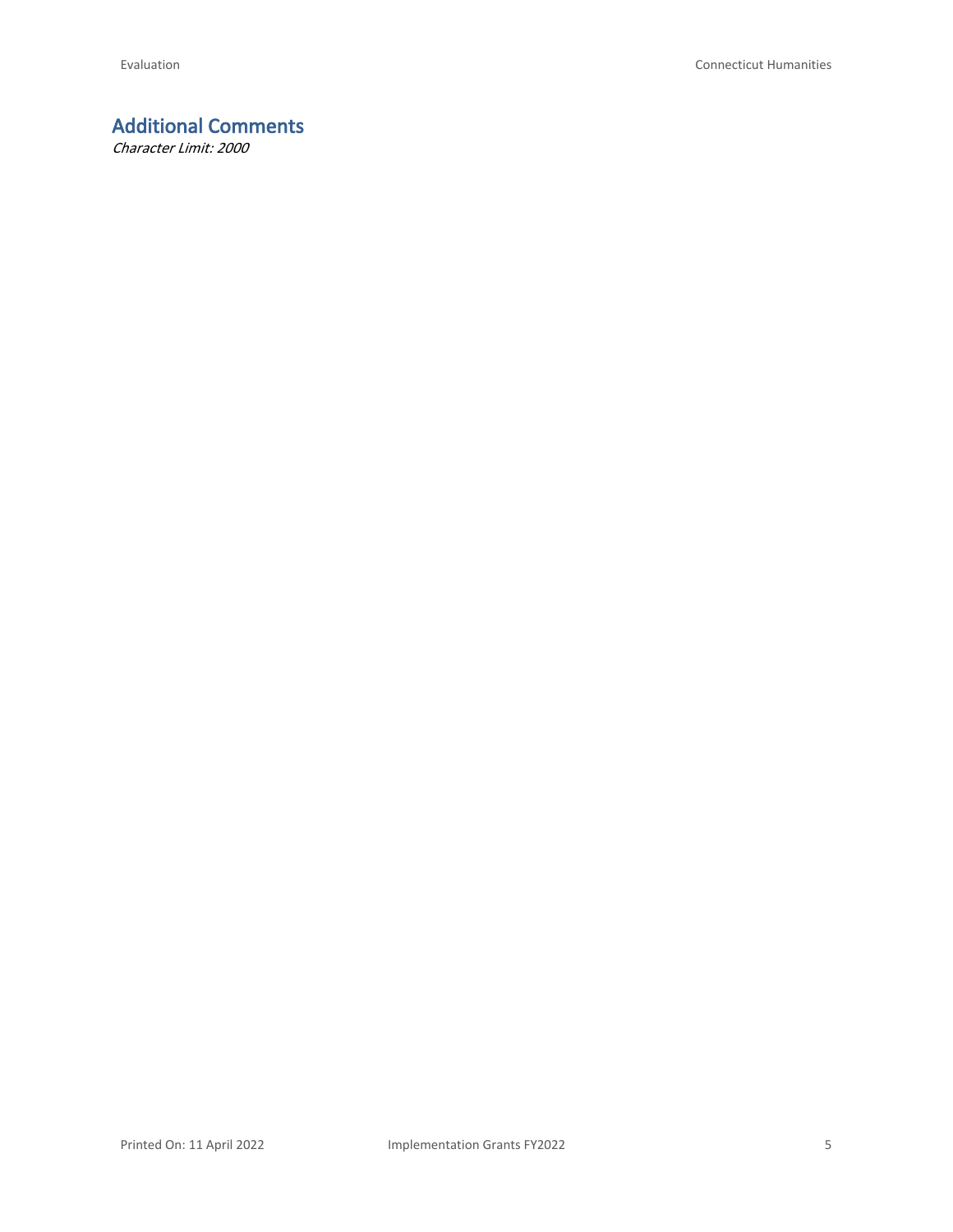## Additional Comments

*Character Limit: 2000*